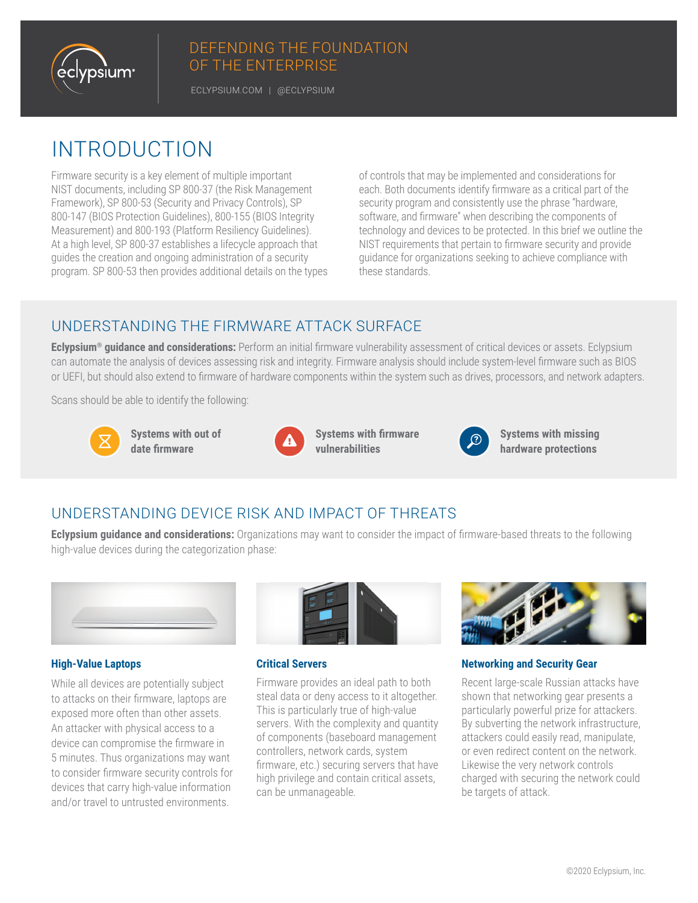DEFENDING THE FOUNDATION OF THE ENTERPRISE

ECLYPSIUM.COM | @ECLYPSIUM

# INTRODUCTION

Firmware security is a key element of multiple important NIST documents, including SP 800-37 (the Risk Management Framework), SP 800-53 (Security and Privacy Controls), SP 800-147 (BIOS Protection Guidelines), 800-155 (BIOS Integrity Measurement) and 800-193 (Platform Resiliency Guidelines). At a high level, SP 800-37 establishes a lifecycle approach that guides the creation and ongoing administration of a security program. SP 800-53 then provides additional details on the types of controls that may be implemented and considerations for each. Both documents identify firmware as a critical part of the security program and consistently use the phrase "hardware, software, and firmware" when describing the components of technology and devices to be protected. In this brief we outline the NIST requirements that pertain to firmware security and provide guidance for organizations seeking to achieve compliance with these standards.

## UNDERSTANDING THE FIRMWARE ATTACK SURFACE

**Eclypsium® guidance and considerations:** Perform an initial firmware vulnerability assessment of critical devices or assets. Eclypsium can automate the analysis of devices assessing risk and integrity. Firmware analysis should include system-level firmware such as BIOS or UEFI, but should also extend to firmware of hardware components within the system such as drives, processors, and network adapters.

Scans should be able to identify the following:

- **Systems with out of date firmware**
- **Systems with firmware vulnerabilities**
- **Systems with missing hardware protections**

## UNDERSTANDING DEVICE RISK AND IMPACT OF THREATS

**Eclypsium guidance and considerations:** Organizations may want to consider the impact of firmware-based threats to the following high-value devices during the categorization phase:

### High-Value Laptops

While all devices are potentially subject to attacks on their firmware, laptops are exposed more often than other assets. An attacker with physical access to a device can compromise the firmware in 5 minutes. Thus organizations may want to consider firmware security controls for devices that carry high-value information and/or travel to untrusted environments.

### Critical Servers

Firmware provides an ideal path to both steal data or deny access to it altogether. This is particularly true of high-value servers. With the complexity and quantity of components (baseboard management controllers, network cards, system firmware, etc.) securing servers that have high privilege and contain critical assets, can be unmanageable.

### Networking and Security Gear

Recent large-scale Russian attacks have shown that networking gear presents a particularly powerful prize for attackers. By subverting the network infrastructure, attackers could easily read, manipulate, or even redirect content on the network. Likewise the very network controls charged with securing the network could be targets of attack.

©2020 Eclypsium, Inc.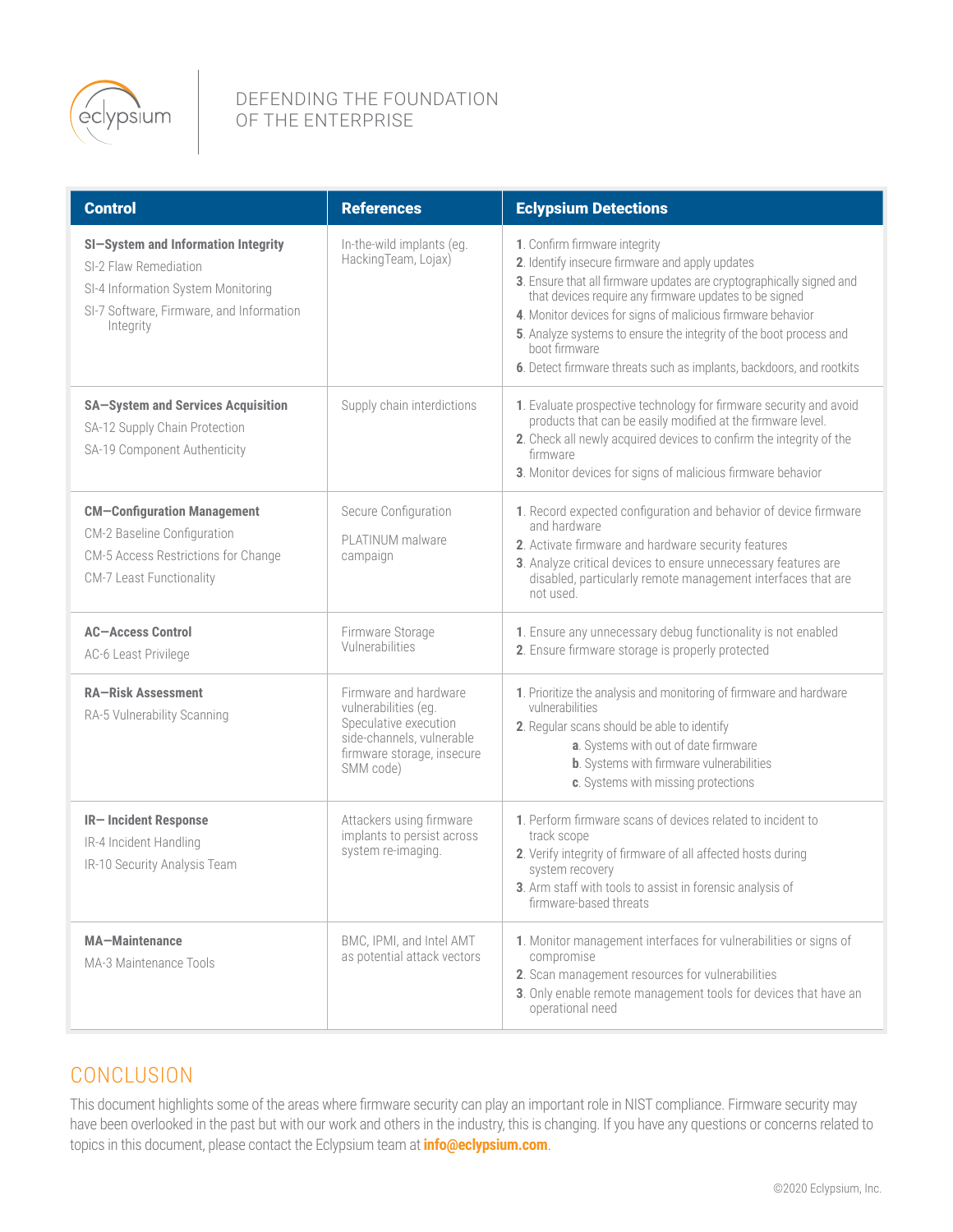| Control | References | Eclypsium Detections |
|---|---|---|
| **SI—System and Information Integrity**<br>SI-2 Flaw Remediation<br>SI-4 Information System Monitoring<br>SI-7 Software, Firmware, and Information Integrity | In-the-wild implants (eg. HackingTeam, Lojax) | **1**. Confirm firmware integrity<br>**2**. Identify insecure firmware and apply updates<br>**3**. Ensure that all firmware updates are cryptographically signed and that devices require any firmware updates to be signed<br>**4**. Monitor devices for signs of malicious firmware behavior<br>**5**. Analyze systems to ensure the integrity of the boot process and boot firmware<br>**6**. Detect firmware threats such as implants, backdoors, and rootkits |
| **SA—System and Services Acquisition**<br>SA-12 Supply Chain Protection<br>SA-19 Component Authenticity | Supply chain interdictions | **1**. Evaluate prospective technology for firmware security and avoid products that can be easily modified at the firmware level.<br>**2**. Check all newly acquired devices to confirm the integrity of the firmware<br>**3**. Monitor devices for signs of malicious firmware behavior |
| **CM—Configuration Management**<br>CM-2 Baseline Configuration<br>CM-5 Access Restrictions for Change<br>CM-7 Least Functionality | Secure Configuration<br>PLATINUM malware campaign | **1**. Record expected configuration and behavior of device firmware and hardware<br>**2**. Activate firmware and hardware security features<br>**3**. Analyze critical devices to ensure unnecessary features are disabled, particularly remote management interfaces that are not used. |
| **AC—Access Control**<br>AC-6 Least Privilege | Firmware Storage Vulnerabilities | **1**. Ensure any unnecessary debug functionality is not enabled<br>**2**. Ensure firmware storage is properly protected |
| **RA—Risk Assessment**<br>RA-5 Vulnerability Scanning | Firmware and hardware vulnerabilities (eg. Speculative execution side-channels, vulnerable firmware storage, insecure SMM code) | **1**. Prioritize the analysis and monitoring of firmware and hardware vulnerabilities<br>**2**. Regular scans should be able to identify<br>**a**. Systems with out of date firmware<br>**b**. Systems with firmware vulnerabilities<br>**c**. Systems with missing protections |
| **IR— Incident Response**<br>IR-4 Incident Handling<br>IR-10 Security Analysis Team | Attackers using firmware implants to persist across system re-imaging. | **1**. Perform firmware scans of devices related to incident to track scope<br>**2**. Verify integrity of firmware of all affected hosts during system recovery<br>**3**. Arm staff with tools to assist in forensic analysis of firmware-based threats |
| **MA—Maintenance**<br>MA-3 Maintenance Tools | BMC, IPMI, and Intel AMT as potential attack vectors | **1**. Monitor management interfaces for vulnerabilities or signs of compromise<br>**2**. Scan management resources for vulnerabilities<br>**3**. Only enable remote management tools for devices that have an operational need |

## CONCLUSION

This document highlights some of the areas where firmware security can play an important role in NIST compliance. Firmware security may have been overlooked in the past but with our work and others in the industry, this is changing. If you have any questions or concerns related to topics in this document, please contact the Eclypsium team at **info@eclypsium.com**.

©2020 Eclypsium, Inc.